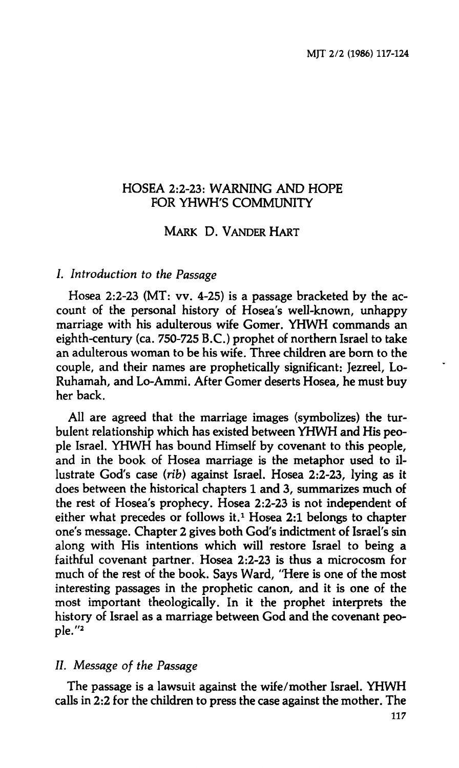# HOSEA 2:2-23: WARNING AND HOPE FOR YHWH'S COMMUNITY

MARK D. VANDER HART

## *I. Introduction to the Passage*

Hosea 2:2-23 (MT: vv. 4-25) is a passage bracketed by the account of the personal history of Hosea's well-known, unhappy marriage with his adulterous wife Gomer. YHWH commands an eighth-century (ca. 750-725 B.C.) prophet of northern Israel to take an adulterous woman to be his wife. Three children are born to the couple, and their names are prophetically significant: Jezreel, Lo-Ruhamah, and Lo-Ammi. After Gomer deserts Hosea, he must buy her back.

All are agreed that the marriage images (symbolizes) the turbulent relationship which has existed between YHWH and His people Israel. YHWH has bound Himself by covenant to this people, and in the book of Hosea marriage is the metaphor used to illustrate God's case (*rib*) against Israel. Hosea 2:2-23, lying as it does between the historical chapters 1 and 3, summarizes much of the rest of Hosea's prophecy. Hosea 2:2-23 is not independent of either what precedes or follows it.[1] Hosea 2:1 belongs to chapter one's message. Chapter 2 gives both God's indictment of Israel's sin along with His intentions which will restore Israel to being a faithful covenant partner. Hosea 2:2-23 is thus a microcosm for much of the rest of the book. Says Ward, "Here is one of the most interesting passages in the prophetic canon, and it is one of the most important theologically. In it the prophet interprets the history of Israel as a marriage between God and the covenant people."[2]

## *II. Message of the Passage*

The passage is a lawsuit against the wife/mother Israel. YHWH calls in 2:2 for the children to press the case against the mother. The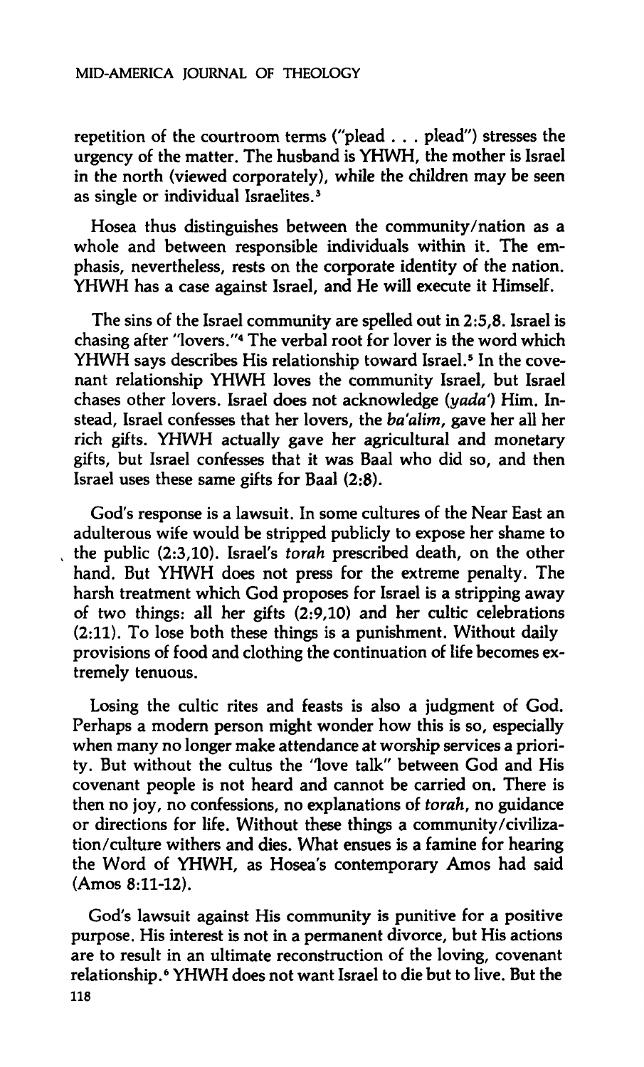repetition of the courtroom terms ("plead . . . plead") stresses the urgency of the matter. The husband is YHWH, the mother is Israel in the north (viewed corporately), while the children may be seen as single or individual Israelites.[3]

Hosea thus distinguishes between the community/nation as a whole and between responsible individuals within it. The emphasis, nevertheless, rests on the corporate identity of the nation. YHWH has a case against Israel, and He will execute it Himself.

The sins of the Israel community are spelled out in 2:5,8. Israel is chasing after "lovers."[4] The verbal root for lover is the word which YHWH says describes His relationship toward Israel.[5] In the covenant relationship YHWH loves the community Israel, but Israel chases other lovers. Israel does not acknowledge (*yada'*) Him. Instead, Israel confesses that her lovers, the *ba'alim*, gave her all her rich gifts. YHWH actually gave her agricultural and monetary gifts, but Israel confesses that it was Baal who did so, and then Israel uses these same gifts for Baal (2:8).

God's response is a lawsuit. In some cultures of the Near East an adulterous wife would be stripped publicly to expose her shame to the public (2:3,10). Israel's *torah* prescribed death, on the other hand. But YHWH does not press for the extreme penalty. The harsh treatment which God proposes for Israel is a stripping away of two things: all her gifts (2:9,10) and her cultic celebrations (2:11). To lose both these things is a punishment. Without daily provisions of food and clothing the continuation of life becomes extremely tenuous.

Losing the cultic rites and feasts is also a judgment of God. Perhaps a modern person might wonder how this is so, especially when many no longer make attendance at worship services a priority. But without the cultus the "love talk" between God and His covenant people is not heard and cannot be carried on. There is then no joy, no confessions, no explanations of *torah*, no guidance or directions for life. Without these things a community/civilization/culture withers and dies. What ensues is a famine for hearing the Word of YHWH, as Hosea's contemporary Amos had said (Amos 8:11-12).

God's lawsuit against His community is punitive for a positive purpose. His interest is not in a permanent divorce, but His actions are to result in an ultimate reconstruction of the loving, covenant relationship.[6] YHWH does not want Israel to die but to live. But the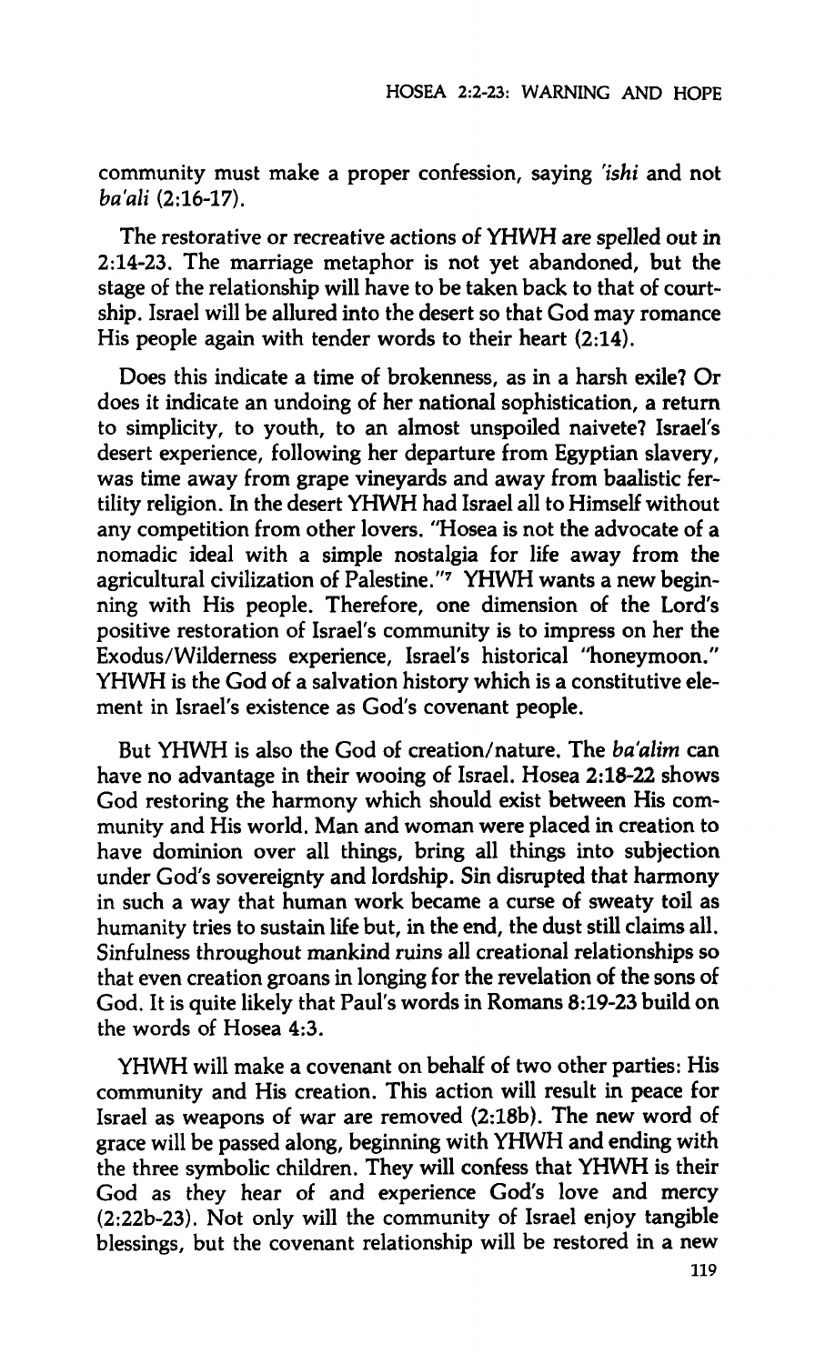community must make a proper confession, saying *'ishi* and not *ba'ali* (2:16-17).

The restorative or recreative actions of YHWH are spelled out in 2:14-23. The marriage metaphor is not yet abandoned, but the stage of the relationship will have to be taken back to that of courtship. Israel will be allured into the desert so that God may romance His people again with tender words to their heart (2:14).

Does this indicate a time of brokenness, as in a harsh exile? Or does it indicate an undoing of her national sophistication, a return to simplicity, to youth, to an almost unspoiled naivete? Israel's desert experience, following her departure from Egyptian slavery, was time away from grape vineyards and away from baalistic fertility religion. In the desert YHWH had Israel all to Himself without any competition from other lovers. "Hosea is not the advocate of a nomadic ideal with a simple nostalgia for life away from the agricultural civilization of Palestine."[7] YHWH wants a new beginning with His people. Therefore, one dimension of the Lord's positive restoration of Israel's community is to impress on her the Exodus/Wilderness experience, Israel's historical "honeymoon." YHWH is the God of a salvation history which is a constitutive element in Israel's existence as God's covenant people.

But YHWH is also the God of creation/nature. The *ba'alim* can have no advantage in their wooing of Israel. Hosea 2:18-22 shows God restoring the harmony which should exist between His community and His world. Man and woman were placed in creation to have dominion over all things, bring all things into subjection under God's sovereignty and lordship. Sin disrupted that harmony in such a way that human work became a curse of sweaty toil as humanity tries to sustain life but, in the end, the dust still claims all. Sinfulness throughout mankind ruins all creational relationships so that even creation groans in longing for the revelation of the sons of God. It is quite likely that Paul's words in Romans 8:19-23 build on the words of Hosea 4:3.

YHWH will make a covenant on behalf of two other parties: His community and His creation. This action will result in peace for Israel as weapons of war are removed (2:18b). The new word of grace will be passed along, beginning with YHWH and ending with the three symbolic children. They will confess that YHWH is their God as they hear of and experience God's love and mercy (2:22b-23). Not only will the community of Israel enjoy tangible blessings, but the covenant relationship will be restored in a new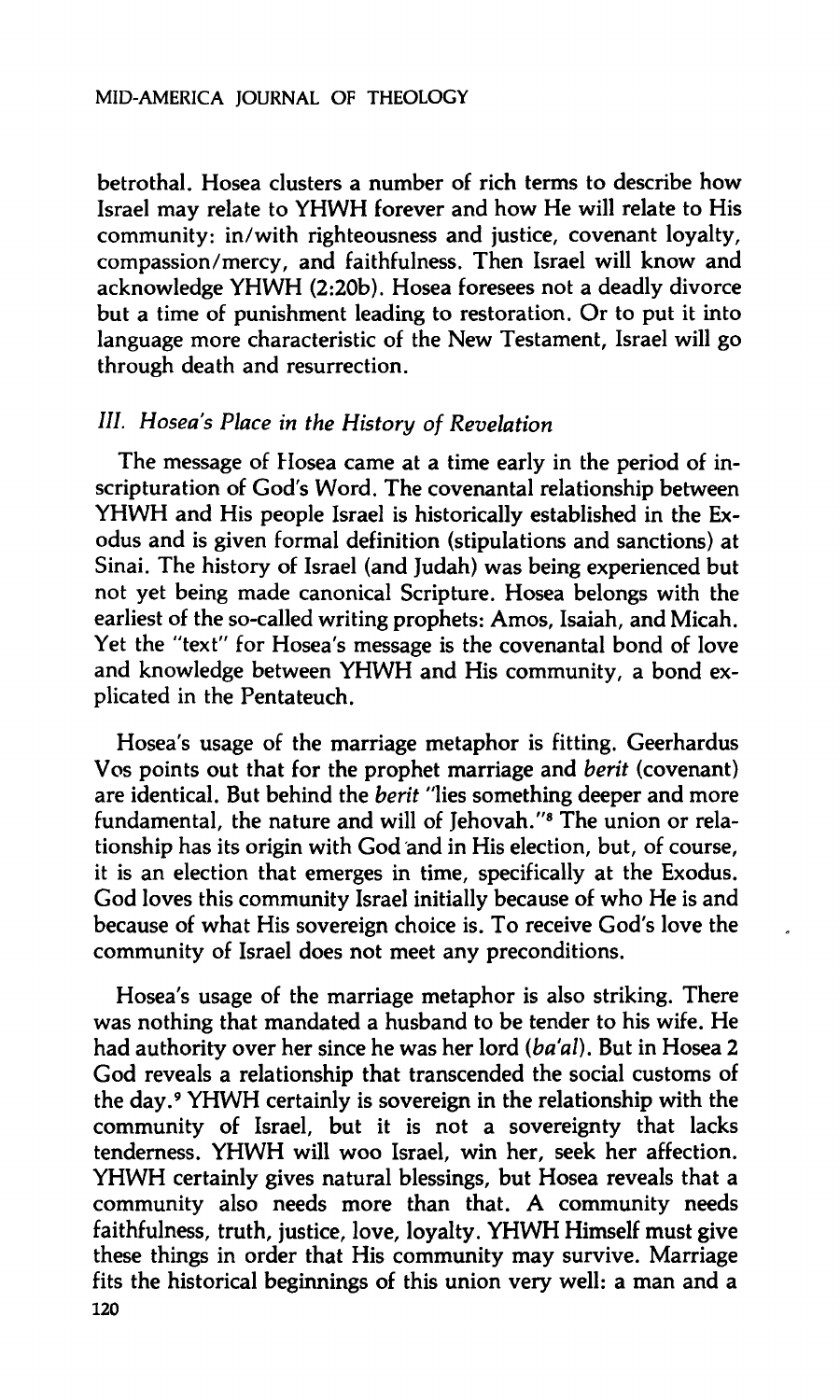betrothal. Hosea clusters a number of rich terms to describe how Israel may relate to YHWH forever and how He will relate to His community: in/with righteousness and justice, covenant loyalty, compassion/mercy, and faithfulness. Then Israel will know and acknowledge YHWH (2:20b). Hosea foresees not a deadly divorce but a time of punishment leading to restoration. Or to put it into language more characteristic of the New Testament, Israel will go through death and resurrection.

### *III. Hosea's Place in the History of Revelation*

The message of Hosea came at a time early in the period of inscripturation of God's Word. The covenantal relationship between YHWH and His people Israel is historically established in the Exodus and is given formal definition (stipulations and sanctions) at Sinai. The history of Israel (and Judah) was being experienced but not yet being made canonical Scripture. Hosea belongs with the earliest of the so-called writing prophets: Amos, Isaiah, and Micah. Yet the "text" for Hosea's message is the covenantal bond of love and knowledge between YHWH and His community, a bond explicated in the Pentateuch.

Hosea's usage of the marriage metaphor is fitting. Geerhardus Vos points out that for the prophet marriage and *berit* (covenant) are identical. But behind the *berit* "lies something deeper and more fundamental, the nature and will of Jehovah."[8] The union or relationship has its origin with God and in His election, but, of course, it is an election that emerges in time, specifically at the Exodus. God loves this community Israel initially because of who He is and because of what His sovereign choice is. To receive God's love the community of Israel does not meet any preconditions.

Hosea's usage of the marriage metaphor is also striking. There was nothing that mandated a husband to be tender to his wife. He had authority over her since he was her lord (*ba'al*). But in Hosea 2 God reveals a relationship that transcended the social customs of the day.[9] YHWH certainly is sovereign in the relationship with the community of Israel, but it is not a sovereignty that lacks tenderness. YHWH will woo Israel, win her, seek her affection. YHWH certainly gives natural blessings, but Hosea reveals that a community also needs more than that. A community needs faithfulness, truth, justice, love, loyalty. YHWH Himself must give these things in order that His community may survive. Marriage fits the historical beginnings of this union very well: a man and a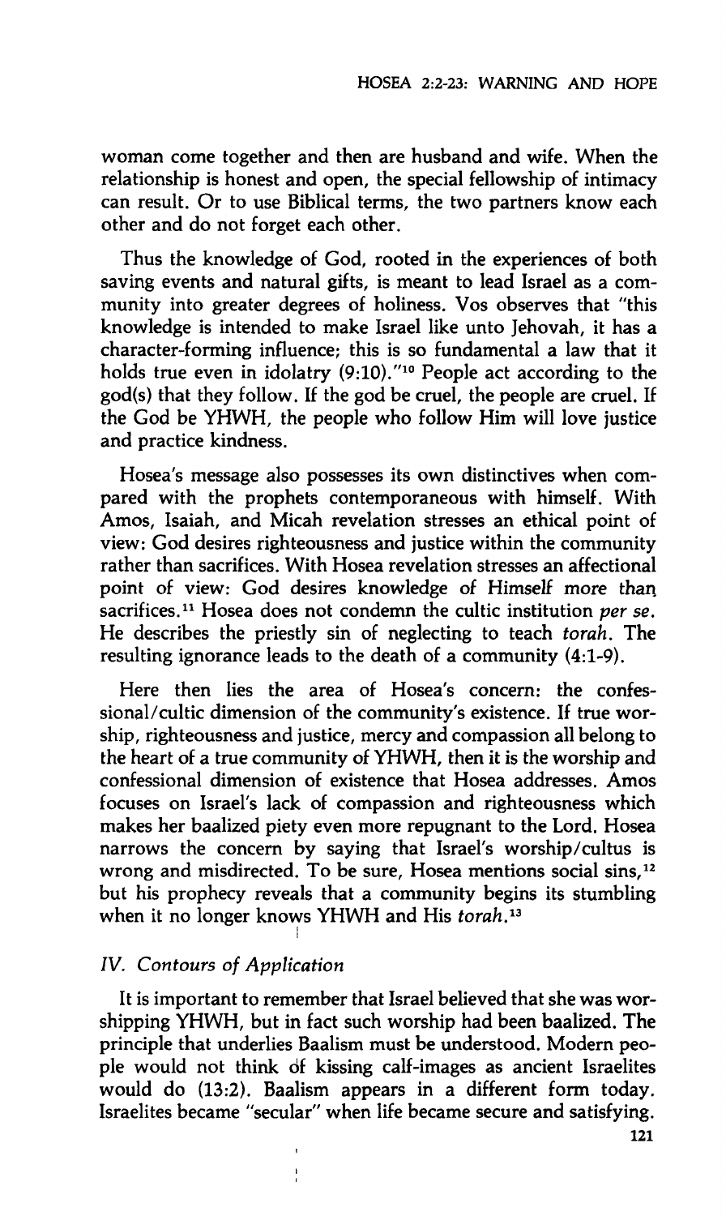woman come together and then are husband and wife. When the relationship is honest and open, the special fellowship of intimacy can result. Or to use Biblical terms, the two partners know each other and do not forget each other.

Thus the knowledge of God, rooted in the experiences of both saving events and natural gifts, is meant to lead Israel as a community into greater degrees of holiness. Vos observes that "this knowledge is intended to make Israel like unto Jehovah, it has a character-forming influence; this is so fundamental a law that it holds true even in idolatry (9:10)."[10] People act according to the god(s) that they follow. If the god be cruel, the people are cruel. If the God be YHWH, the people who follow Him will love justice and practice kindness.

Hosea's message also possesses its own distinctives when compared with the prophets contemporaneous with himself. With Amos, Isaiah, and Micah revelation stresses an ethical point of view: God desires righteousness and justice within the community rather than sacrifices. With Hosea revelation stresses an affectional point of view: God desires knowledge of Himself more than sacrifices.[11] Hosea does not condemn the cultic institution *per se*. He describes the priestly sin of neglecting to teach *torah*. The resulting ignorance leads to the death of a community (4:1-9).

Here then lies the area of Hosea's concern: the confessional/cultic dimension of the community's existence. If true worship, righteousness and justice, mercy and compassion all belong to the heart of a true community of YHWH, then it is the worship and confessional dimension of existence that Hosea addresses. Amos focuses on Israel's lack of compassion and righteousness which makes her baalized piety even more repugnant to the Lord. Hosea narrows the concern by saying that Israel's worship/cultus is wrong and misdirected. To be sure, Hosea mentions social sins,[12] but his prophecy reveals that a community begins its stumbling when it no longer knows YHWH and His *torah*.[13]

### *IV. Contours of Application*

It is important to remember that Israel believed that she was worshipping YHWH, but in fact such worship had been baalized. The principle that underlies Baalism must be understood. Modern people would not think of kissing calf-images as ancient Israelites would do (13:2). Baalism appears in a different form today. Israelites became "secular" when life became secure and satisfying.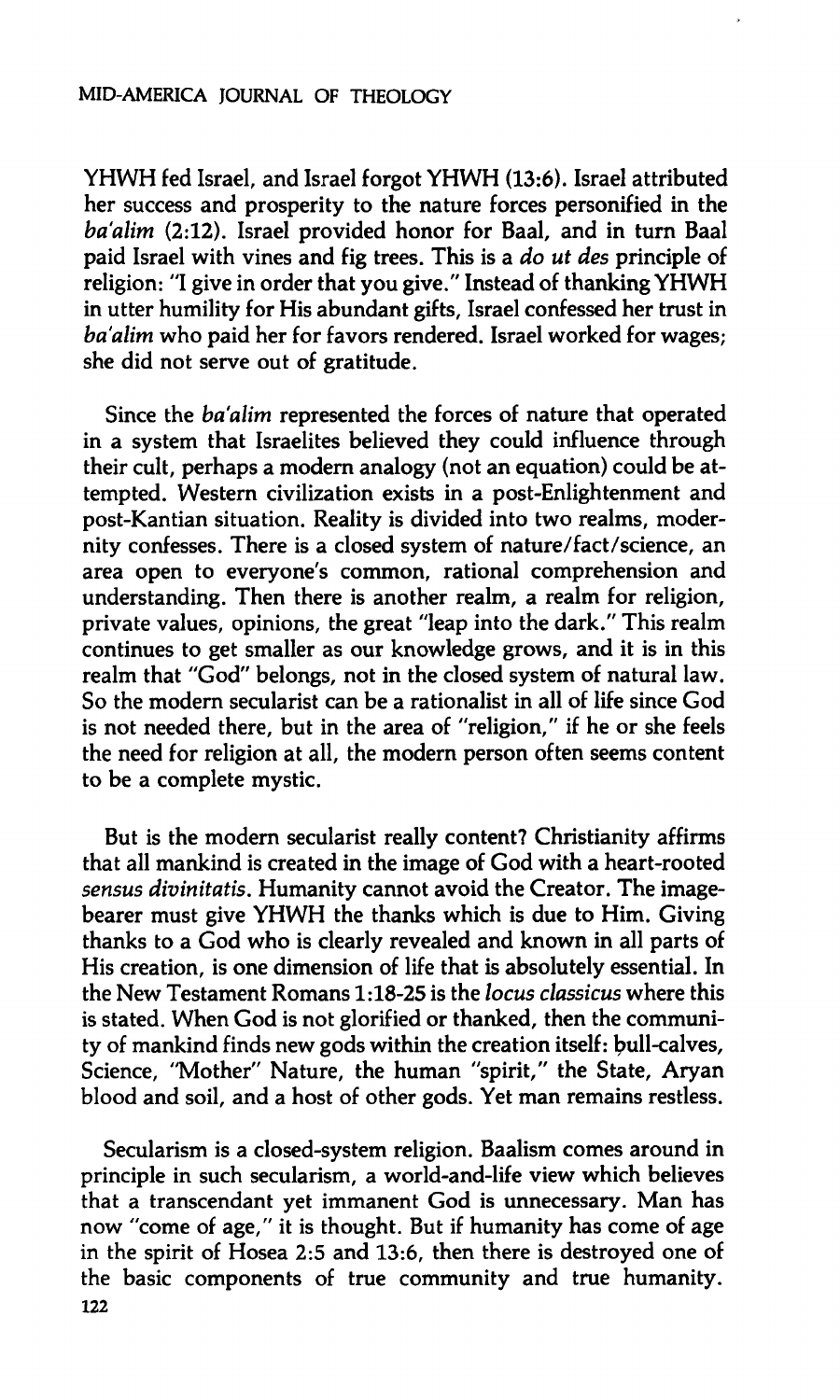YHWH fed Israel, and Israel forgot YHWH (13:6). Israel attributed her success and prosperity to the nature forces personified in the *ba'alim* (2:12). Israel provided honor for Baal, and in turn Baal paid Israel with vines and fig trees. This is a *do ut des* principle of religion: "I give in order that you give." Instead of thanking YHWH in utter humility for His abundant gifts, Israel confessed her trust in *ba'alim* who paid her for favors rendered. Israel worked for wages; she did not serve out of gratitude.

Since the *ba'alim* represented the forces of nature that operated in a system that Israelites believed they could influence through their cult, perhaps a modern analogy (not an equation) could be attempted. Western civilization exists in a post-Enlightenment and post-Kantian situation. Reality is divided into two realms, modernity confesses. There is a closed system of nature/fact/science, an area open to everyone's common, rational comprehension and understanding. Then there is another realm, a realm for religion, private values, opinions, the great "leap into the dark." This realm continues to get smaller as our knowledge grows, and it is in this realm that "God" belongs, not in the closed system of natural law. So the modern secularist can be a rationalist in all of life since God is not needed there, but in the area of "religion," if he or she feels the need for religion at all, the modern person often seems content to be a complete mystic.

But is the modern secularist really content? Christianity affirms that all mankind is created in the image of God with a heart-rooted *sensus divinitatis*. Humanity cannot avoid the Creator. The image-bearer must give YHWH the thanks which is due to Him. Giving thanks to a God who is clearly revealed and known in all parts of His creation, is one dimension of life that is absolutely essential. In the New Testament Romans 1:18-25 is the *locus classicus* where this is stated. When God is not glorified or thanked, then the community of mankind finds new gods within the creation itself: bull-calves, Science, "Mother" Nature, the human "spirit," the State, Aryan blood and soil, and a host of other gods. Yet man remains restless.

Secularism is a closed-system religion. Baalism comes around in principle in such secularism, a world-and-life view which believes that a transcendant yet immanent God is unnecessary. Man has now "come of age," it is thought. But if humanity has come of age in the spirit of Hosea 2:5 and 13:6, then there is destroyed one of the basic components of true community and true humanity.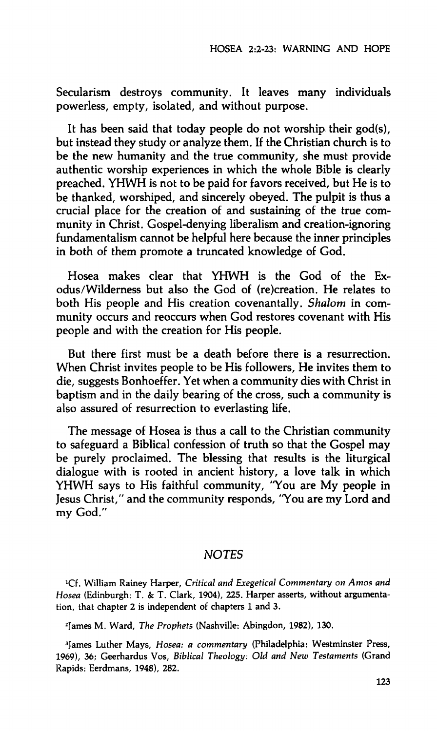Secularism destroys community. It leaves many individuals powerless, empty, isolated, and without purpose.

It has been said that today people do not worship their god(s), but instead they study or analyze them. If the Christian church is to be the new humanity and the true community, she must provide authentic worship experiences in which the whole Bible is clearly preached. YHWH is not to be paid for favors received, but He is to be thanked, worshiped, and sincerely obeyed. The pulpit is thus a crucial place for the creation of and sustaining of the true community in Christ. Gospel-denying liberalism and creation-ignoring fundamentalism cannot be helpful here because the inner principles in both of them promote a truncated knowledge of God.

Hosea makes clear that YHWH is the God of the Exodus/Wilderness but also the God of (re)creation. He relates to both His people and His creation covenantally. *Shalom* in community occurs and reoccurs when God restores covenant with His people and with the creation for His people.

But there first must be a death before there is a resurrection. When Christ invites people to be His followers, He invites them to die, suggests Bonhoeffer. Yet when a community dies with Christ in baptism and in the daily bearing of the cross, such a community is also assured of resurrection to everlasting life.

The message of Hosea is thus a call to the Christian community to safeguard a Biblical confession of truth so that the Gospel may be purely proclaimed. The blessing that results is the liturgical dialogue with is rooted in ancient history, a love talk in which YHWH says to His faithful community, "You are My people in Jesus Christ," and the community responds, "You are my Lord and my God."

## *NOTES*

[1]Cf. William Rainey Harper, *Critical and Exegetical Commentary on Amos and Hosea* (Edinburgh: T. & T. Clark, 1904), 225. Harper asserts, without argumentation, that chapter 2 is independent of chapters 1 and 3.

[2]James M. Ward, *The Prophets* (Nashville: Abingdon, 1982), 130.

[3]James Luther Mays, *Hosea: a commentary* (Philadelphia: Westminster Press, 1969), 36; Geerhardus Vos, *Biblical Theology: Old and New Testaments* (Grand Rapids: Eerdmans, 1948), 282.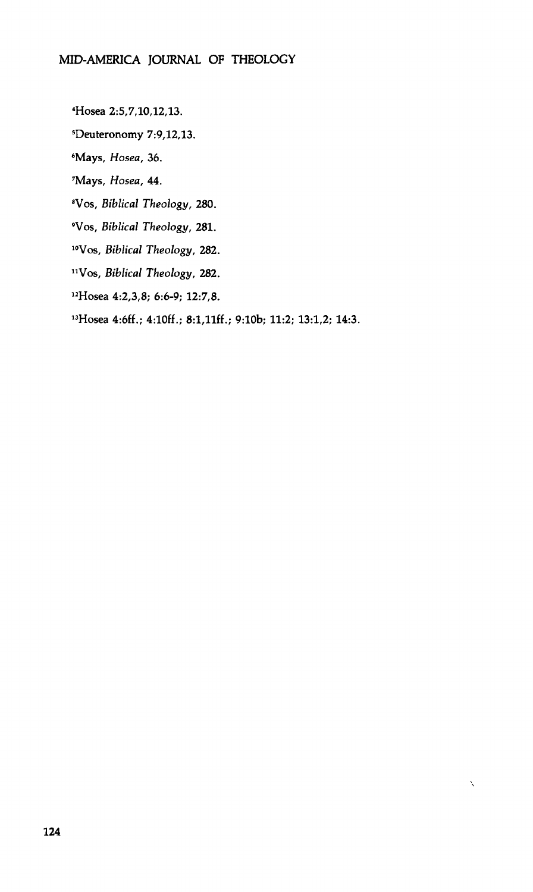[4]Hosea 2:5,7,10,12,13.

[5]Deuteronomy 7:9,12,13.

[6]Mays, *Hosea*, 36.

[7]Mays, *Hosea*, 44.

[8]Vos, *Biblical Theology*, 280.

[9]Vos, *Biblical Theology*, 281.

[10]Vos, *Biblical Theology*, 282.

[11]Vos, *Biblical Theology*, 282.

[12]Hosea 4:2,3,8; 6:6-9; 12:7,8.

[13]Hosea 4:6ff.; 4:10ff.; 8:1,11ff.; 9:10b; 11:2; 13:1,2; 14:3.